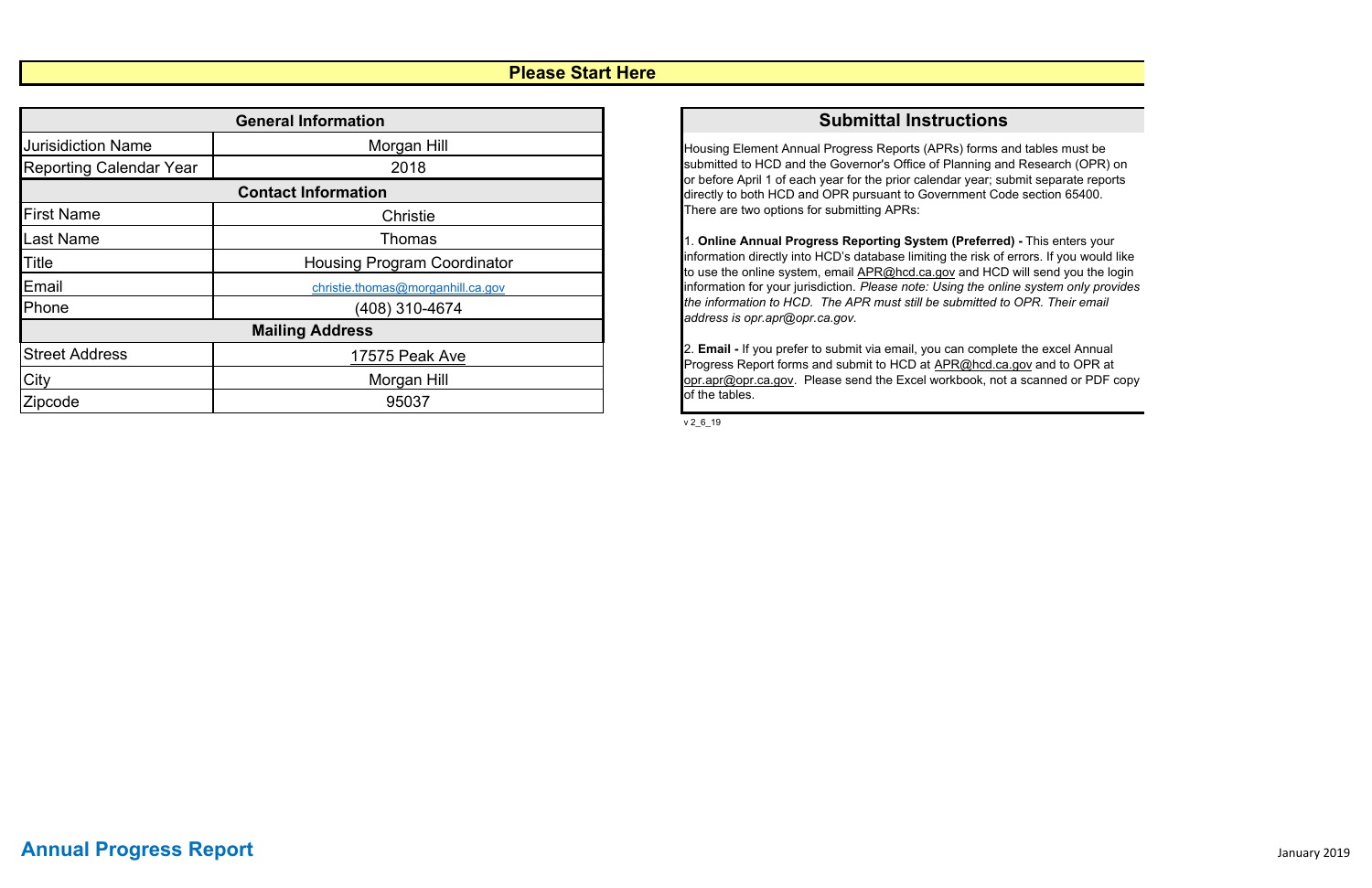## Please Start Here

| General Information | |
|---|---|
| Jurisidiction Name | Morgan Hill |
| Reporting Calendar Year | 2018 |
| **Contact Information** | |
| First Name | Christie |
| Last Name | Thomas |
| Title | Housing Program Coordinator |
| Email | christie.thomas@morganhill.ca.gov |
| Phone | (408) 310-4674 |
| **Mailing Address** | |
| Street Address | 17575 Peak Ave |
| City | Morgan Hill |
| Zipcode | 95037 |

### Submittal Instructions

Housing Element Annual Progress Reports (APRs) forms and tables must be submitted to HCD and the Governor's Office of Planning and Research (OPR) on or before April 1 of each year for the prior calendar year; submit separate reports directly to both HCD and OPR pursuant to Government Code section 65400. There are two options for submitting APRs:

1. **Online Annual Progress Reporting System (Preferred) -** This enters your information directly into HCD's database limiting the risk of errors. If you would like to use the online system, email APR@hcd.ca.gov and HCD will send you the login information for your jurisdiction. *Please note: Using the online system only provides the information to HCD. The APR must still be submitted to OPR. Their email address is opr.apr@opr.ca.gov.*

2. **Email -** If you prefer to submit via email, you can complete the excel Annual Progress Report forms and submit to HCD at APR@hcd.ca.gov and to OPR at opr.apr@opr.ca.gov. Please send the Excel workbook, not a scanned or PDF copy of the tables.

v 2_6_19

**Annual Progress Report**

January 2019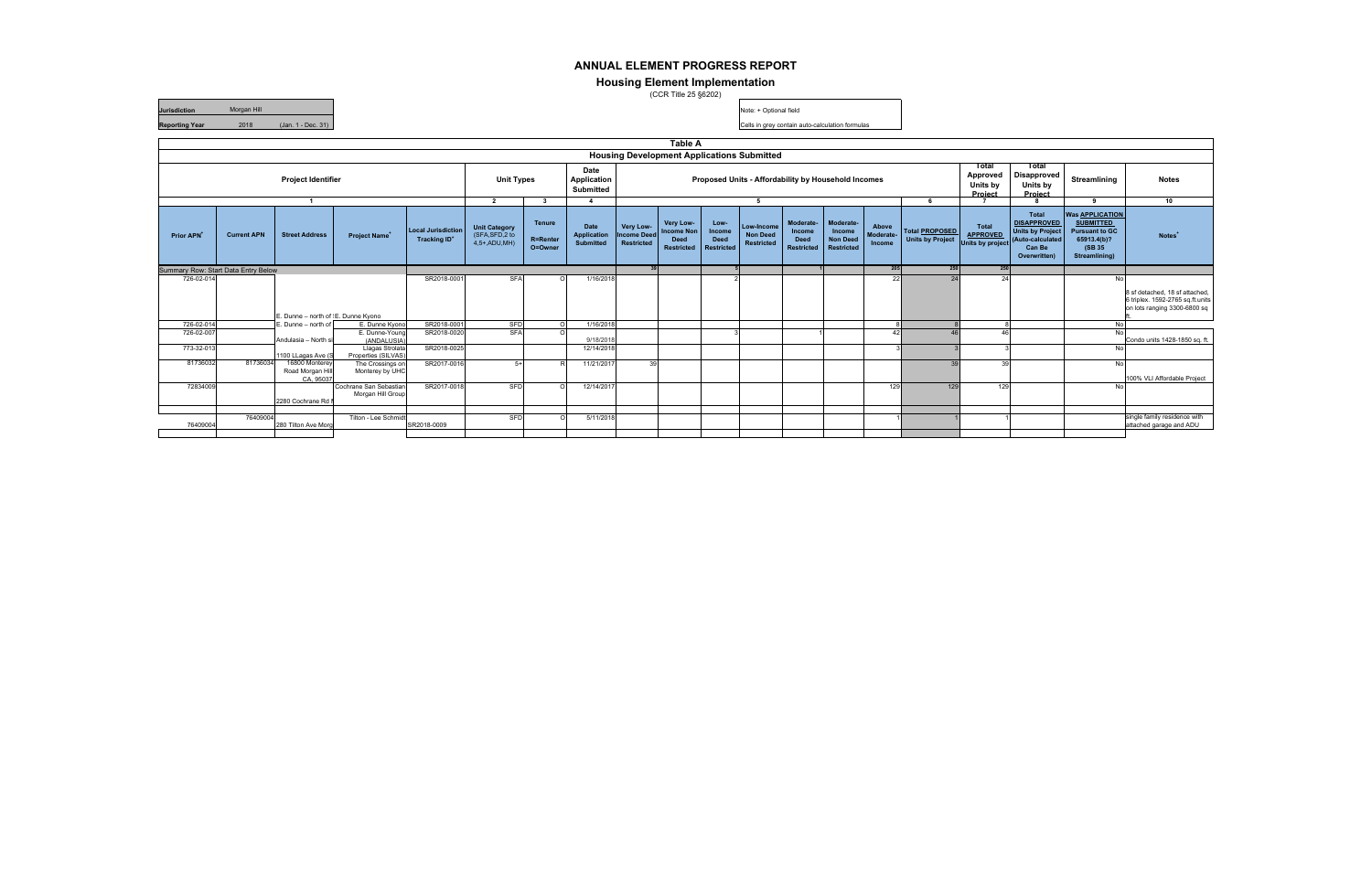# ANNUAL ELEMENT PROGRESS REPORT

## Housing Element Implementation

(CCR Title 25 §6202)

| | | |
|---|---|---|
| **Jurisdiction** | Morgan Hill | |
| **Reporting Year** | 2018 | (Jan. 1 - Dec. 31) |

Note: + Optional field

Cells in grey contain auto-calculation formulas

**Table A**

**Housing Development Applications Submitted**

| Project Identifier | | | | | Unit Types | | Date Application Submitted | Proposed Units - Affordability by Household Incomes | | | | | | | | Total Approved Units by Project | Total Disapproved Units by Project | Streamlining | Notes |
|---|---|---|---|---|---|---|---|---|---|---|---|---|---|---|---|---|---|---|---|
| 1 | | | | | 2 | 3 | 4 | 5 | | | | | | | 6 | 7 | 8 | 9 | 10 |
| Prior APN+ | Current APN | Street Address | Project Name+ | Local Jurisdiction Tracking ID+ | Unit Category (SFA,SFD,2 to 4,5+,ADU,MH) | Tenure R=Renter O=Owner | Date Application Submitted | Very Low-Income Deed Restricted | Very Low-Income Non Deed Restricted | Low-Income Deed Restricted | Low-Income Non Deed Restricted | Moderate-Income Deed Restricted | Moderate-Income Non Deed Restricted | Above Moderate-Income | Total PROPOSED Units by Project | Total APPROVED Units by project | Total DISAPPROVED Units by Project (Auto-calculated Can Be Overwritten) | Was APPLICATION SUBMITTED Pursuant to GC 65913.4(b)? (SB 35 Streamlining) | Notes+ |
| Summary Row: Start Data Entry Below | | | | | | | | 39 | | 5 | | | 1 | 205 | 250 | 250 | | | |
| 726-02-014 | | E. Dunne -- north of E. Dunne Kyono | | SR2018-0001 | SFA | O | 1/16/2018 | | | 2 | | | | 22 | 24 | 24 | | No | 8 sf detached, 18 sf attached, 6 triplex. 1592-2765 sq.ft.units on lots ranging 3300-6800 sq ft. |
| 726-02-014 | | E. Dunne -- north of | E. Dunne Kyono | SR2018-0001 | SFD | O | 1/16/2018 | | | | | | | 8 | 8 | 8 | | No | |
| 726-02-007 | | Andulasia -- North si | E. Dunne-Young (ANDALUSIA) | SR2018-0020 | SFA | O | 9/18/2018 | | | 3 | | | 1 | 42 | 46 | 46 | | No | Condo units 1428-1850 sq. ft. |
| 773-32-013 | | 1100 LLagas Ave (S | Llagas Strolata Properties (SILVAS) | SR2018-0025 | | | 12/14/2018 | | | | | | | 3 | 3 | 3 | | No | |
| 81736032 | 81736034 | 16800 Monterey Road Morgan Hill CA, 95037 | The Crossings on Monterey by UHC | SR2017-0016 | 5+ | R | 11/21/2017 | 39 | | | | | | | 39 | 39 | | No | 100% VLI Affordable Project |
| 72834009 | | 2280 Cochrane Rd M | Cochrane San Sebastian Morgan Hill Group | SR2017-0018 | SFD | O | 12/14/2017 | | | | | | | 129 | 129 | 129 | | No | |
| 76409004 | 76409004 | 280 Tilton Ave Morg | Tilton - Lee Schmidt | SR2018-0009 | SFD | O | 5/11/2018 | | | | | | | 1 | 1 | 1 | | | single family residence with attached garage and ADU |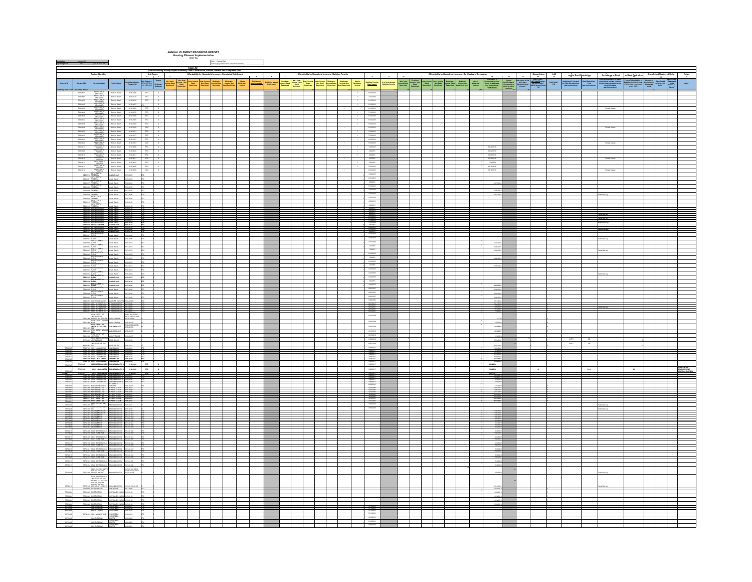# ANNUAL ELEMENT PROGRESS REPORT

## Housing Element Implementation

(CCR Title 25 §6202)

### Table A2

**Annual Building Activity Report Summary - New Construction, Entitled, Permits and Completed Units**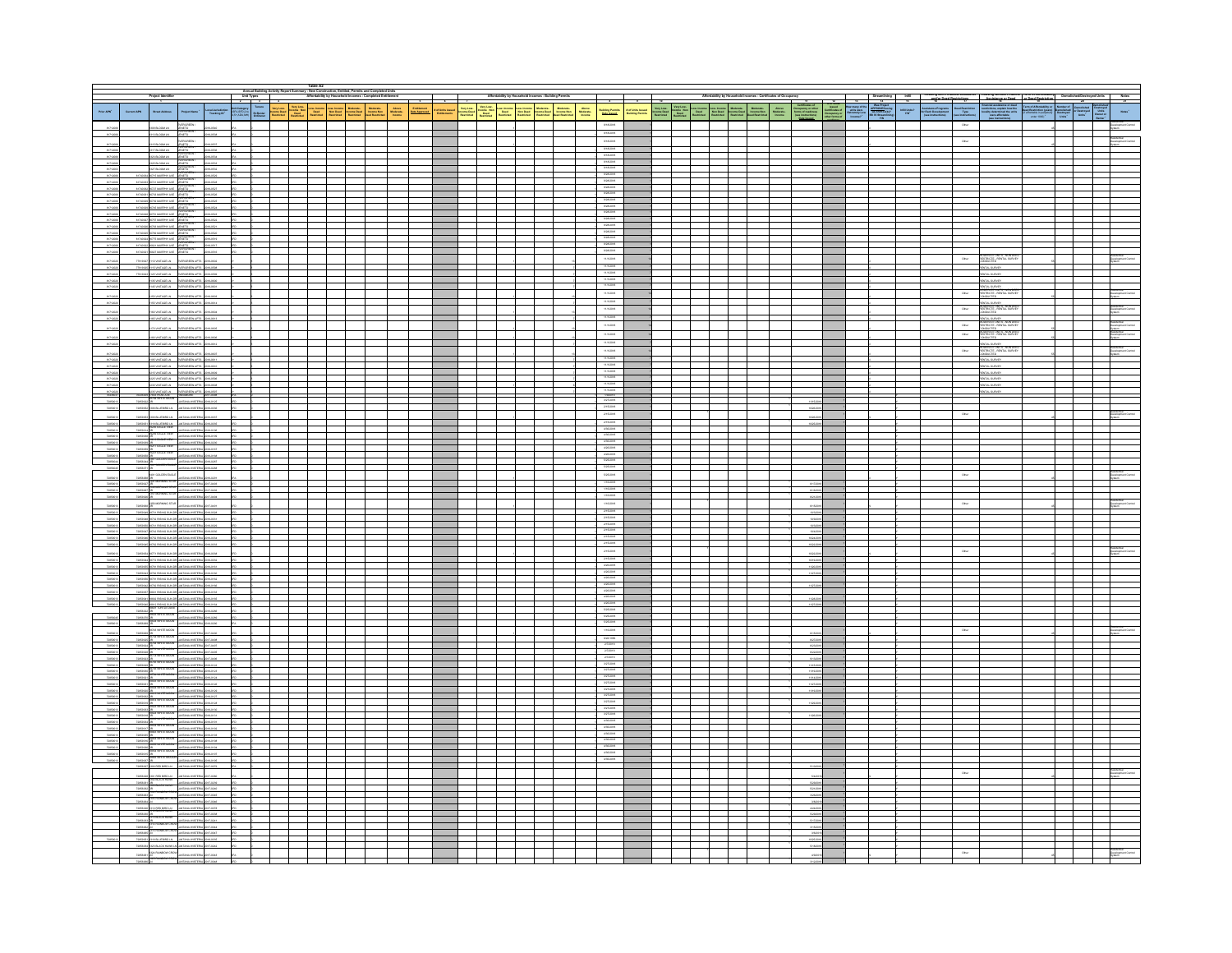# Table A2

## Annual Building Activity Report Summary - New Construction, Entitled, Permits and Completed Units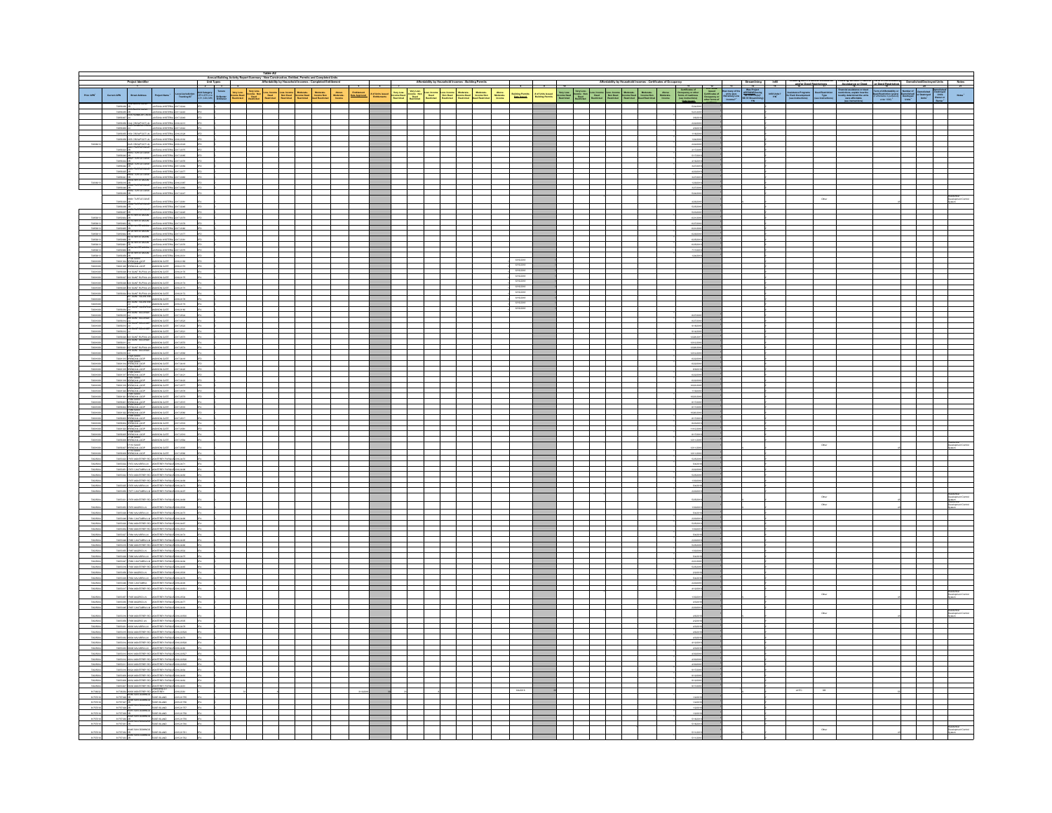# Table A2

## Annual Building Activity Report Summary - New Construction, Entitled, Permits and Completed Units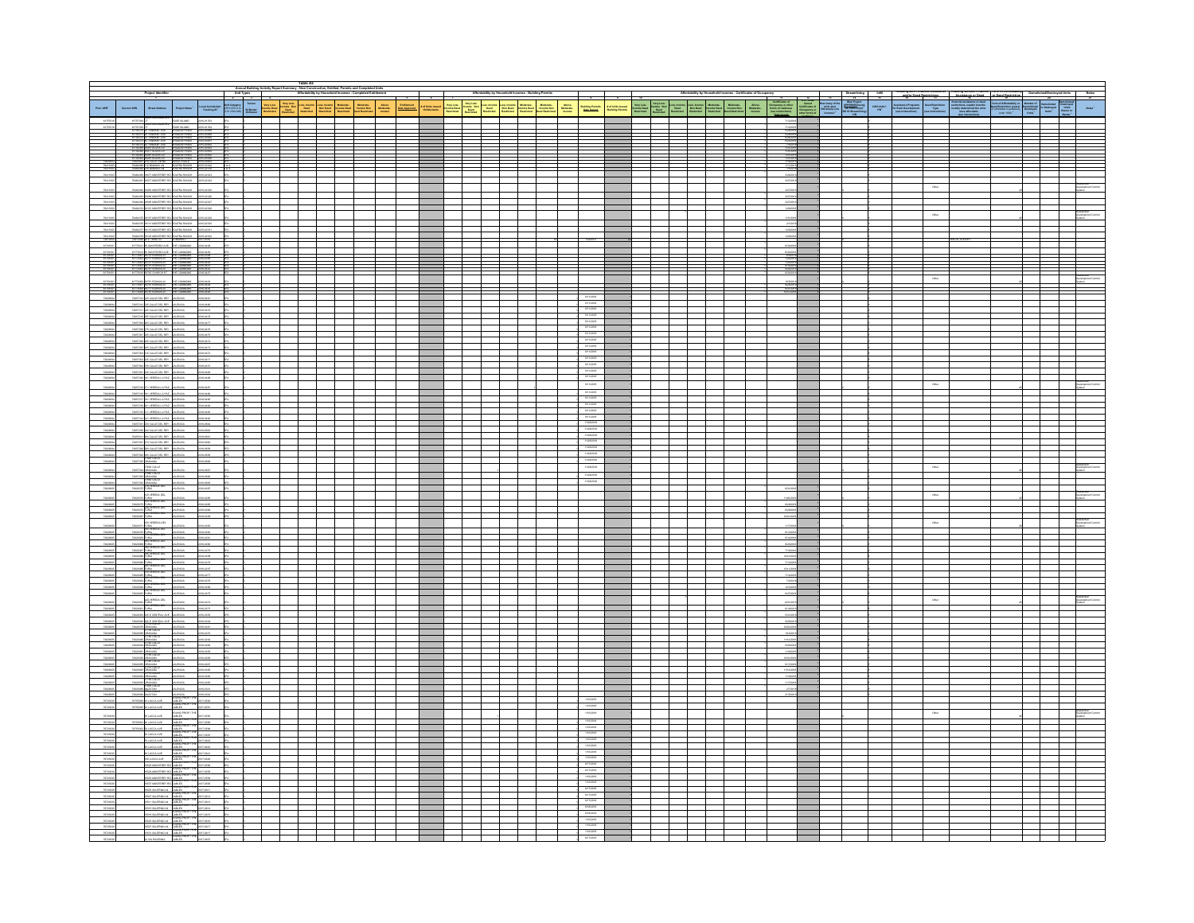# Table A2

## Annual Building Activity Report Summary - New Construction, Entitled, Permits and Completed Units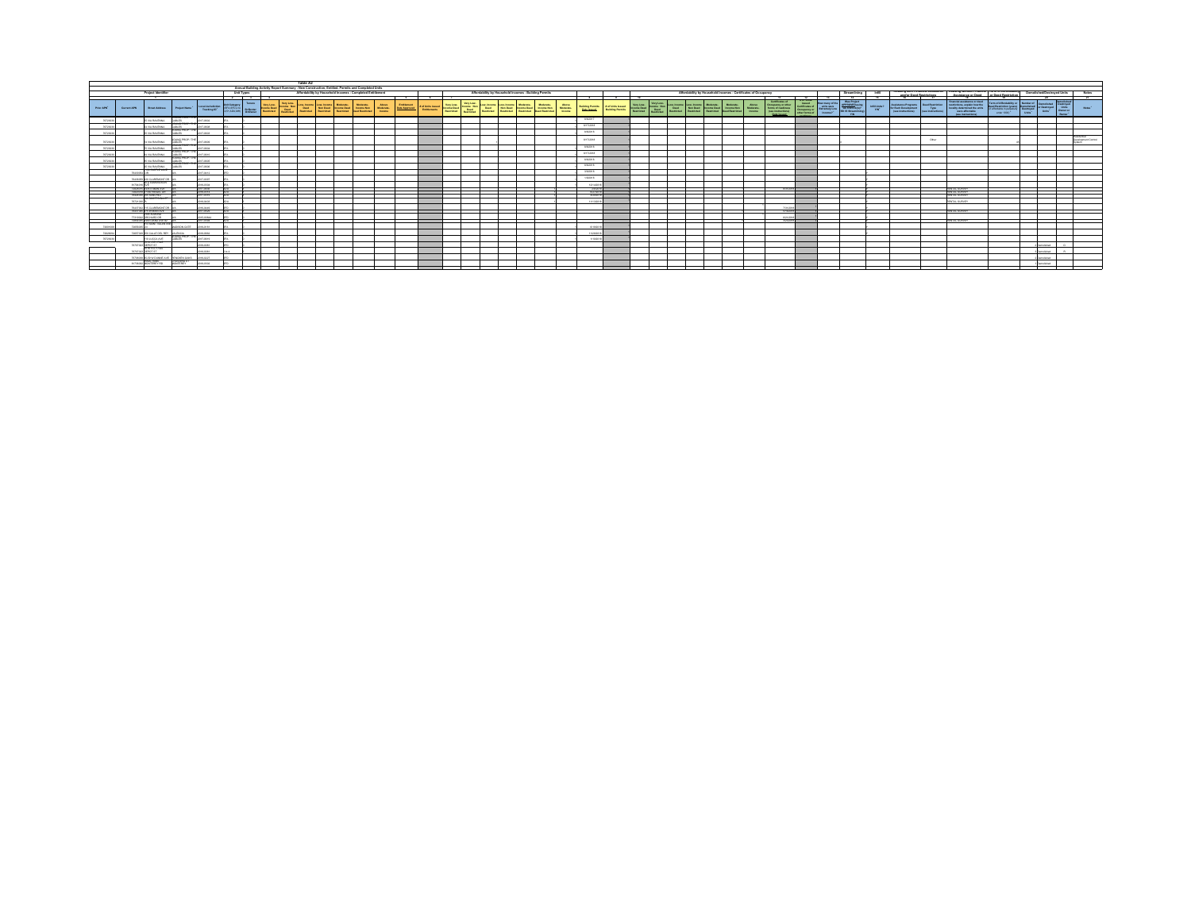## Table A2

### Annual Building Activity Report Summary - New Construction, Entitled, Permits and Completed Units

| Project Identifier | Unit Types | Affordability by Household Incomes - Completed Entitlement | Affordability by Household Incomes - Building Permits | Affordability by Household Incomes - Certificates of Occupancy | Streamlining | Infill | Housing with Financial Assistance and/or Deed Restrictions | Housing without Financial Assistance or Deed Restrictions | Term of Affordability or Deed Restriction | Demolished/Destroyed Units | Notes |
| --- | --- | --- | --- | --- | --- | --- | --- | --- | --- | --- | --- |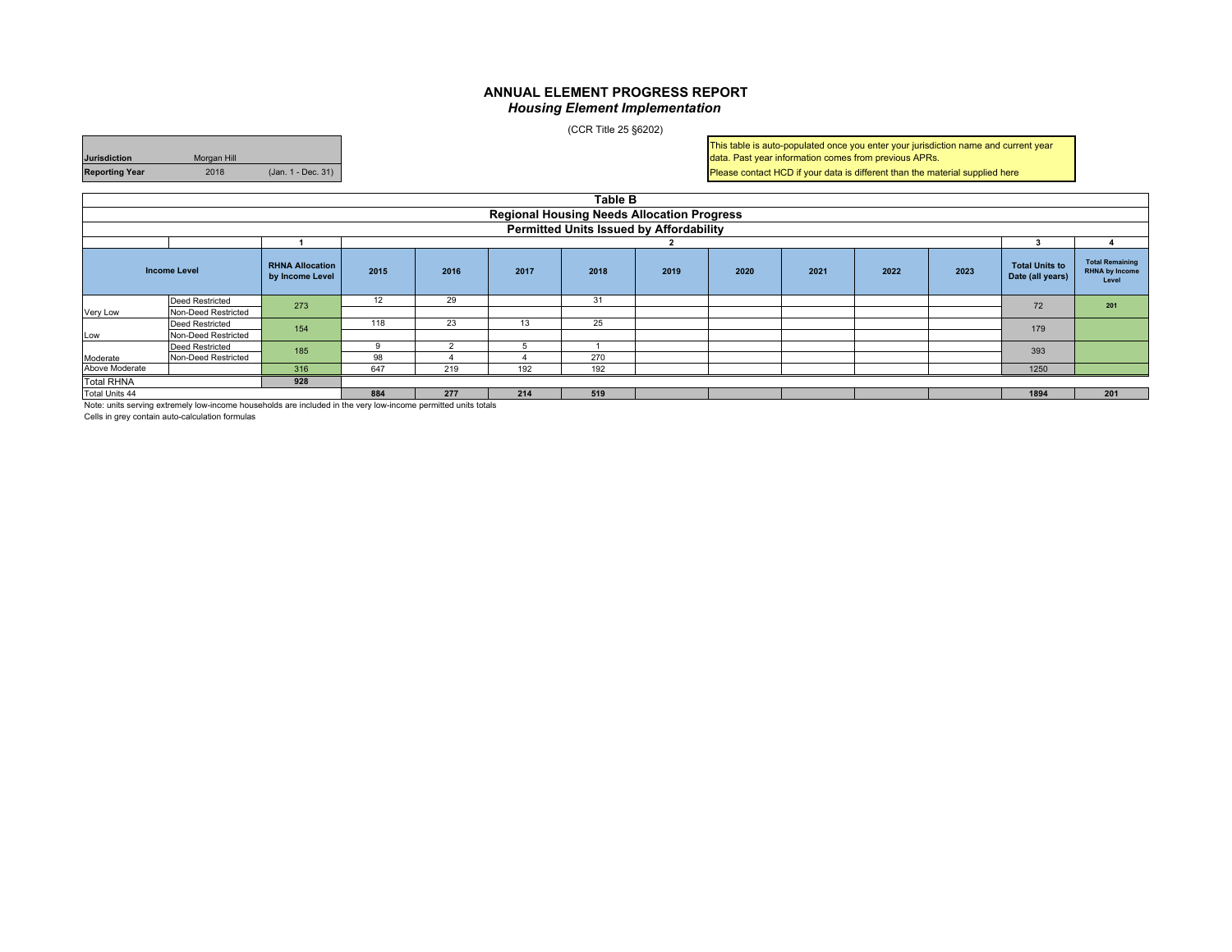# ANNUAL ELEMENT PROGRESS REPORT
### *Housing Element Implementation*

(CCR Title 25 §6202)

| | | |
|---|---|---|
| **Jurisdiction** | Morgan Hill | |
| **Reporting Year** | 2018 | (Jan. 1 - Dec. 31) |

This table is auto-populated once you enter your jurisdiction name and current year data. Past year information comes from previous APRs.
Please contact HCD if your data is different than the material supplied here

## Table B
### Regional Housing Needs Allocation Progress
### Permitted Units Issued by Affordability

| | | 1 | 2 | | | | | | | | | 3 | 4 |
|---|---|---|---|---|---|---|---|---|---|---|---|---|---|
| **Income Level** | | **RHNA Allocation by Income Level** | **2015** | **2016** | **2017** | **2018** | **2019** | **2020** | **2021** | **2022** | **2023** | **Total Units to Date (all years)** | **Total Remaining RHNA by Income Level** |
| Very Low | Deed Restricted | 273 | 12 | 29 | | 31 | | | | | | 72 | 201 |
| | Non-Deed Restricted | | | | | | | | | | | | |
| Low | Deed Restricted | 154 | 118 | 23 | 13 | 25 | | | | | | 179 | |
| | Non-Deed Restricted | | | | | | | | | | | | |
| Moderate | Deed Restricted | 185 | 9 | 2 | 5 | 1 | | | | | | 393 | |
| | Non-Deed Restricted | | 98 | 4 | 4 | 270 | | | | | | | |
| Above Moderate | | 316 | 647 | 219 | 192 | 192 | | | | | | 1250 | |
| Total RHNA | | 928 | | | | | | | | | | | |
| Total Units 44 | | | 884 | 277 | 214 | 519 | | | | | | 1894 | 201 |

Note: units serving extremely low-income households are included in the very low-income permitted units totals

Cells in grey contain auto-calculation formulas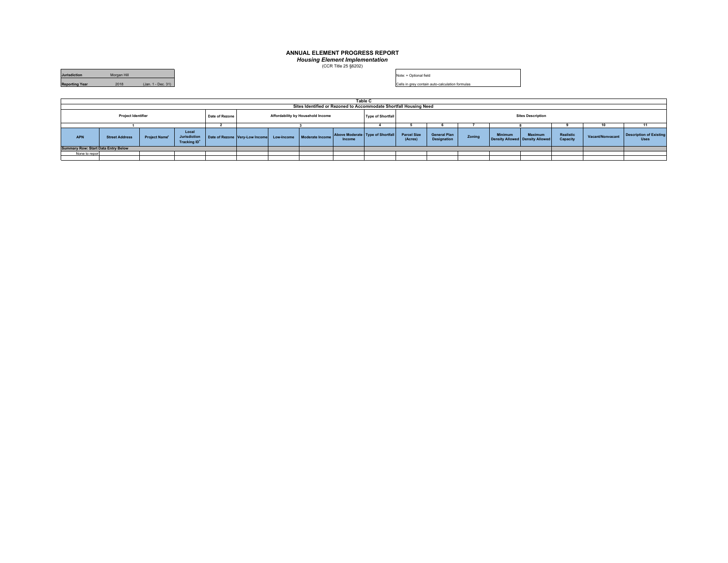# ANNUAL ELEMENT PROGRESS REPORT

***Housing Element Implementation***

(CCR Title 25 §6202)

| | | |
|---|---|---|
| **Jurisdiction** | Morgan Hill | |
| **Reporting Year** | 2018 | (Jan. 1 - Dec. 31) |

Note: + Optional field

Cells in grey contain auto-calculation formulas

| Table C | | | | | | | | | | | | | | | | | | |
|---|---|---|---|---|---|---|---|---|---|---|---|---|---|---|---|---|---|---|
| Sites Identified or Rezoned to Accommodate Shortfall Housing Need | | | | | | | | | | | | | | | | | | |
| Project Identifier | | | | Date of Rezone | Affordability by Household Income | | | | Type of Shortfall | Sites Description | | | | | | | | |
| 1 | | | | 2 | 3 | | | | 4 | 5 | 6 | 7 | 8 | | 9 | 10 | 11 | |
| **APN** | **Street Address** | **Project Name+** | **Local Jurisdiction Tracking ID+** | **Date of Rezone** | **Very-Low Income** | **Low-Income** | **Moderate Income** | **Above Moderate Income** | **Type of Shortfall** | **Parcel Size (Acres)** | **General Plan Designation** | **Zoning** | **Minimum Density Allowed** | **Maximum Density Allowed** | **Realistic Capacity** | **Vacant/Nonvacant** | **Description of Existing Uses** | |
| **Summary Row: Start Data Entry Below** | | | | | | | | | | | | | | | | | | |
| None to repor | | | | | | | | | | | | | | | | | | |
| | | | | | | | | | | | | | | | | | | |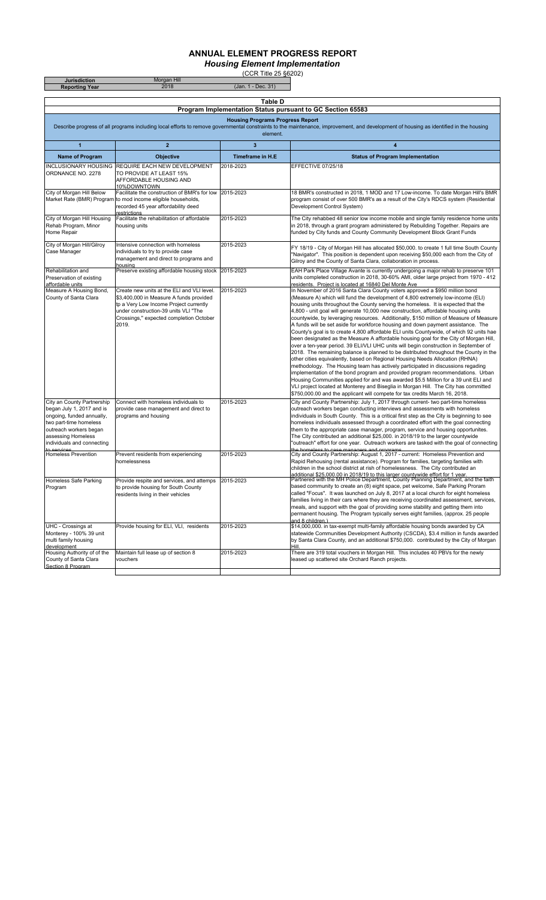# ANNUAL ELEMENT PROGRESS REPORT

## *Housing Element Implementation*

(CCR Title 25 §6202)

| | | |
|---|---|---|
| **Jurisdiction** | Morgan Hill | |
| **Reporting Year** | 2018 | (Jan. 1 - Dec. 31) |

**Table D**

**Program Implementation Status pursuant to GC Section 65583**

**Housing Programs Progress Report**

Describe progress of all programs including local efforts to remove governmental constraints to the maintenance, improvement, and development of housing as identified in the housing element.

| 1 | 2 | 3 | 4 |
|---|---|---|---|
| **Name of Program** | **Objective** | **Timeframe in H.E** | **Status of Program Implementation** |
| INCLUSIONARY HOUSING ORDNANCE NO. 2278 | REQUIRE EACH NEW DEVELOPMENT TO PROVIDE AT LEAST 15% AFFORDABLE HOUSING AND 10%DOWNTOWN | 2018-2023 | EFFECTIVE 07/25/18 |
| City of Morgan Hill Below Market Rate (BMR) Program | Facilitate the construction of BMR's for low to mod income eligible households, recorded 45 year affordability deed restrictions | 2015-2023 | 18 BMR's constructed in 2018, 1 MOD and 17 Low-income. To date Morgan Hill's BMR program consist of over 500 BMR's as a result of the City's RDCS system (Residential Development Control System) |
| City of Morgan Hill Housing Rehab Program, Minor Home Repair | Facilitate the rehabilitation of affordable housing units | 2015-2023 | The City rehabbed 48 senior low income mobile and single family residence home units in 2018, through a grant program administered by Rebuilding Together. Repairs are funded by City funds and County Community Development Block Grant Funds |
| City of Morgan Hill/Gilroy Case Manager | Intensive connection with homeless individuals to try to provide case management and direct to programs and housing | 2015-2023 | FY 18/19 - City of Morgan Hill has allocated $50,000. to create 1 full time South County "Navigator". This position is dependent upon receiving $50,000 each from the City of Gilroy and the County of Santa Clara, collaboration in process. |
| Rehabilitation and Preservation of existing affordable units | Preserve existing affordable housing stock | 2015-2023 | EAH Park Place Village Avante is currently undergoing a major rehab to preserve 101 units completed construction in 2018, 30-60% AMI, older large project from 1970 - 412 residents. Project is located at 16840 Del Monte Ave |
| Measure A Housing Bond, County of Santa Clara | Create new units at the ELI and VLI level. $3,400,000 in Measure A funds provided tp a Very Low Income Project currently under construction-39 units VLI "The Crossings," expected completion October 2019. | 2015-2023 | In November of 2016 Santa Clara County voters approved a $950 million bond (Measure A) which will fund the development of 4,800 extremely low-income (ELI) housing units throughout the County serving the homeless. It is expected that the 4,800 - unit goal will generate 10,000 new construction, affordable housing units countywide, by leveraging resources. Additionally, $150 million of Measure of Measure A funds will be set aside for workforce housing and down payment assistance. The County's goal is to create 4,800 affordable ELI units Countywide, of which 92 units hae been designated as the Measure A affordable housing goal for the City of Morgan Hill, over a ten-year period. 39 ELI/VLI UHC units will begin construction in September of 2018. The remaining balance is planned to be distributed throughout the County in the other cities equivalently, based on Regional Housing Needs Allocation (RHNA) methodology. The Housing team has actively participated in discussions regading implementation of the bond program and provided program recommendations. Urban Housing Communities applied for and was awarded $5.5 Million for a 39 unit ELI and VLI project located at Monterey and Biseglia in Morgan Hill. The City has committed $750,000.00 and the applicant will compete for tax credits March 16, 2018. |
| City an County Partnership began July 1, 2017 and is ongoing, funded annually, two part-time homeless outreach workers began assessing Homeless individuals and connecting to services | Connect with homeless individuals to provide case management and direct to programs and housing | 2015-2023 | City and County Partnership: July 1, 2017 through current- two part-time homeless outreach workers began conducting interviews and assessments with homeless individuals in South County. This is a critical first step as the City is beginning to see homeless individuals assessed through a coordinated effort with the goal connecting them to the appropriate case manager, program, service and housing opportunites. The City contributed an additional $25,000. in 2018/19 to the larger countywide "outreach" effort for one year. Outreach workers are tasked with the goal of connecting the homeless to case managers and programs |
| Homeless Prevention | Prevent residents from experiencing homelessness | 2015-2023 | City and County Partnership: August 1, 2017 - current: Homeless Prevention and Rapid Rehousing (rental assistance). Program for families, targeting families with children in the school district at risk of homelessness. The City contributed an additional $25,000.00 in 2018/19 to this larger countywide effort for 1 year. |
| Homeless Safe Parking Program | Provide respite and services, and attemps to provide housing for South County residents living in their vehicles | 2015-2023 | Partnered with the MH Police Department, County Planning Department, and the faith based community to create an (8) eight space, pet welcome, Safe Parking Proram called "Focus". It was launched on July 8, 2017 at a local church for eight homeless families living in their cars where they are receiving coordinated assessment, services, meals, and support with the goal of providing some stability and getting them into permanent housing. The Program typically serves eight families, (approx. 25 people and 8 children.) |
| UHC - Crossings at Monterey - 100% 39 unit multi family housing development | Provide housing for ELI, VLI, residents | 2015-2023 | $14,000,000. in tax-exempt multi-family affordable housing bonds awarded by CA statewide Communities Development Authority (CSCDA), $3.4 million in funds awarded by Santa Clara County, and an additional $750,000. contributed by the City of Morgan Hill. |
| Housing Authority of of the County of Santa Clara Section 8 Program | Maintain full lease up of section 8 vouchers | 2015-2023 | There are 319 total vouchers in Morgan Hill. This includes 40 PBVs for the newly leased up scattered site Orchard Ranch projects. |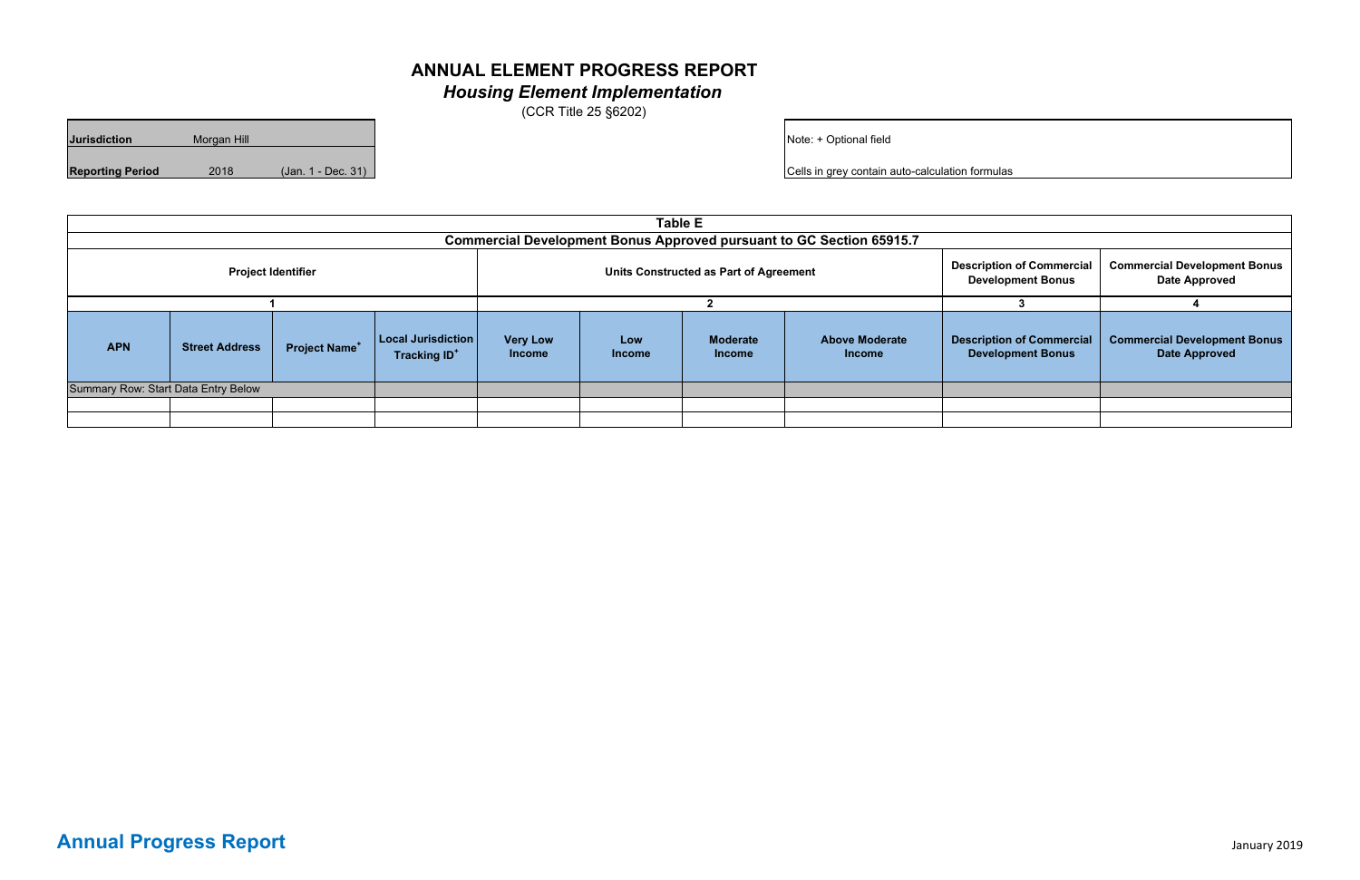# ANNUAL ELEMENT PROGRESS REPORT

## *Housing Element Implementation*

(CCR Title 25 §6202)

| | | |
|---|---|---|
| **Jurisdiction** | Morgan Hill | |
| **Reporting Period** | 2018 | (Jan. 1 - Dec. 31) |

Note: + Optional field

Cells in grey contain auto-calculation formulas

| **Table E** | | | | | | | | | |
|---|---|---|---|---|---|---|---|---|---|
| **Commercial Development Bonus Approved pursuant to GC Section 65915.7** | | | | | | | | | |
| **Project Identifier** | | | | **Units Constructed as Part of Agreement** | | | | **Description of Commercial Development Bonus** | **Commercial Development Bonus Date Approved** |
| **1** | | | | **2** | | | | **3** | **4** |
| **APN** | **Street Address** | **Project Name+** | **Local Jurisdiction Tracking ID+** | **Very Low Income** | **Low Income** | **Moderate Income** | **Above Moderate Income** | **Description of Commercial Development Bonus** | **Commercial Development Bonus Date Approved** |
| Summary Row: Start Data Entry Below | | | | | | | | | |
| | | | | | | | | | |
| | | | | | | | | | |

**Annual Progress Report**

January 2019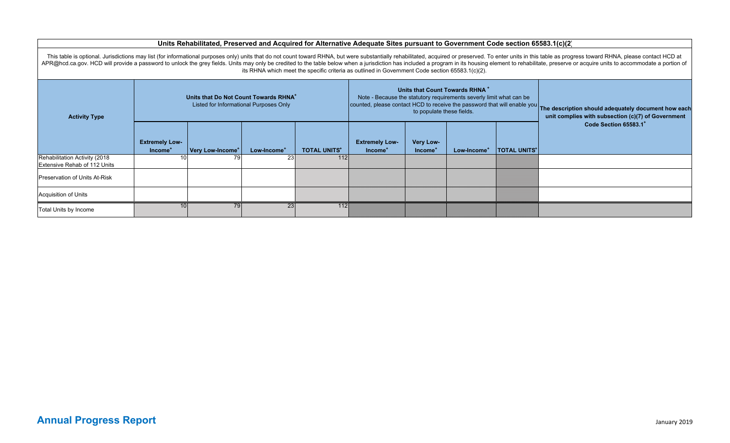## Units Rehabilitated, Preserved and Acquired for Alternative Adequate Sites pursuant to Government Code section 65583.1(c)(2)

This table is optional. Jurisdictions may list (for informational purposes only) units that do not count toward RHNA, but were substantially rehabilitated, acquired or preserved. To enter units in this table as progress toward RHNA, please contact HCD at APR@hcd.ca.gov. HCD will provide a password to unlock the grey fields. Units may only be credited to the table below when a jurisdiction has included a program in its housing element to rehabilitate, preserve or acquire units to accommodate a portion of its RHNA which meet the specific criteria as outlined in Government Code section 65583.1(c)(2).

| Activity Type | Units that Do Not Count Towards RHNA+ Listed for Informational Purposes Only | | | | Units that Count Towards RHNA + Note - Because the statutory requirements severly limit what can be counted, please contact HCD to receive the password that will enable you to populate these fields. | | | | The description should adequately document how each unit complies with subsection (c)(7) of Government Code Section 65583.1+ |
|---|---|---|---|---|---|---|---|---|---|
| | Extremely Low-Income+ | Very Low-Income+ | Low-Income+ | TOTAL UNITS+ | Extremely Low-Income+ | Very Low-Income+ | Low-Income+ | TOTAL UNITS+ | |
| Rehabilitation Activity (2018 Extensive Rehab of 112 Units | 10 | 79 | 23 | 112 | | | | | |
| Preservation of Units At-Risk | | | | | | | | | |
| Acquisition of Units | | | | | | | | | |
| Total Units by Income | 10 | 79 | 23 | 112 | | | | | |

**Annual Progress Report**

January 2019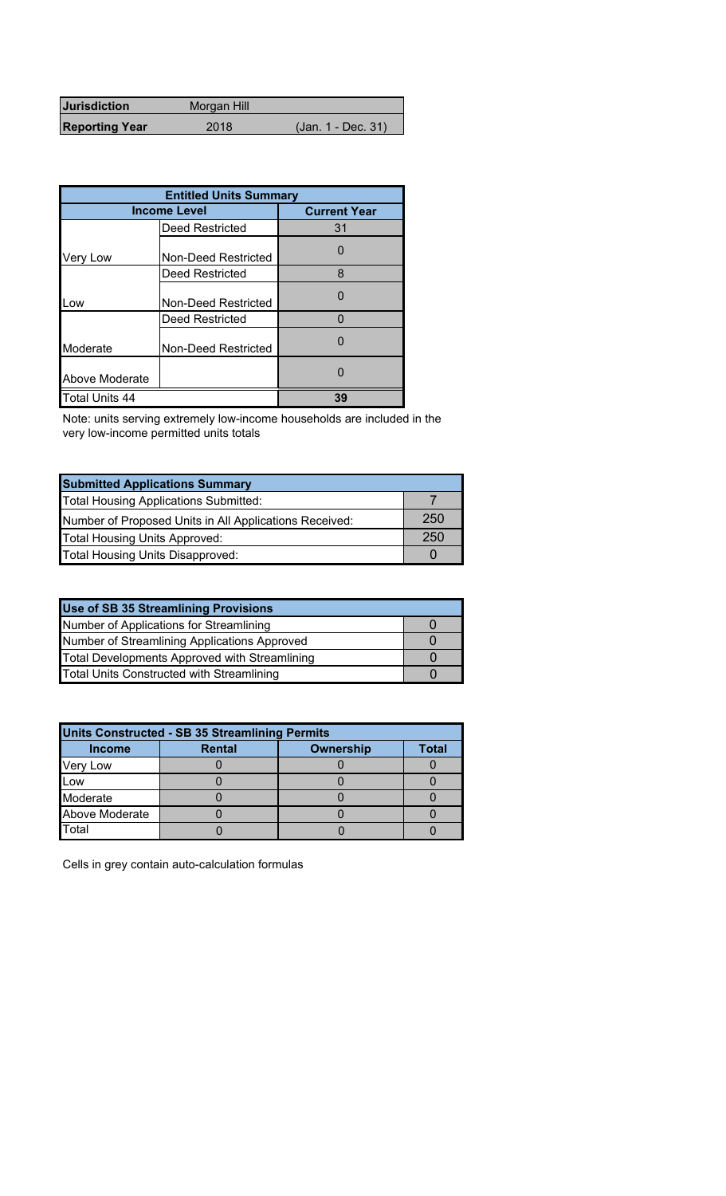| | | |
|---|---|---|
| **Jurisdiction** | Morgan Hill | |
| **Reporting Year** | 2018 | (Jan. 1 - Dec. 31) |

| **Entitled Units Summary** | | |
|---|---|---|
| **Income Level** | | **Current Year** |
| Very Low | Deed Restricted | 31 |
| | Non-Deed Restricted | 0 |
| Low | Deed Restricted | 8 |
| | Non-Deed Restricted | 0 |
| Moderate | Deed Restricted | 0 |
| | Non-Deed Restricted | 0 |
| Above Moderate | | 0 |
| Total Units 44 | | **39** |

Note: units serving extremely low-income households are included in the very low-income permitted units totals

| **Submitted Applications Summary** | |
|---|---|
| Total Housing Applications Submitted: | 7 |
| Number of Proposed Units in All Applications Received: | 250 |
| Total Housing Units Approved: | 250 |
| Total Housing Units Disapproved: | 0 |

| **Use of SB 35 Streamlining Provisions** | |
|---|---|
| Number of Applications for Streamlining | 0 |
| Number of Streamlining Applications Approved | 0 |
| Total Developments Approved with Streamlining | 0 |
| Total Units Constructed with Streamlining | 0 |

| **Units Constructed - SB 35 Streamlining Permits** | | | |
|---|---|---|---|
| **Income** | **Rental** | **Ownership** | **Total** |
| Very Low | 0 | 0 | 0 |
| Low | 0 | 0 | 0 |
| Moderate | 0 | 0 | 0 |
| Above Moderate | 0 | 0 | 0 |
| Total | 0 | 0 | 0 |

Cells in grey contain auto-calculation formulas